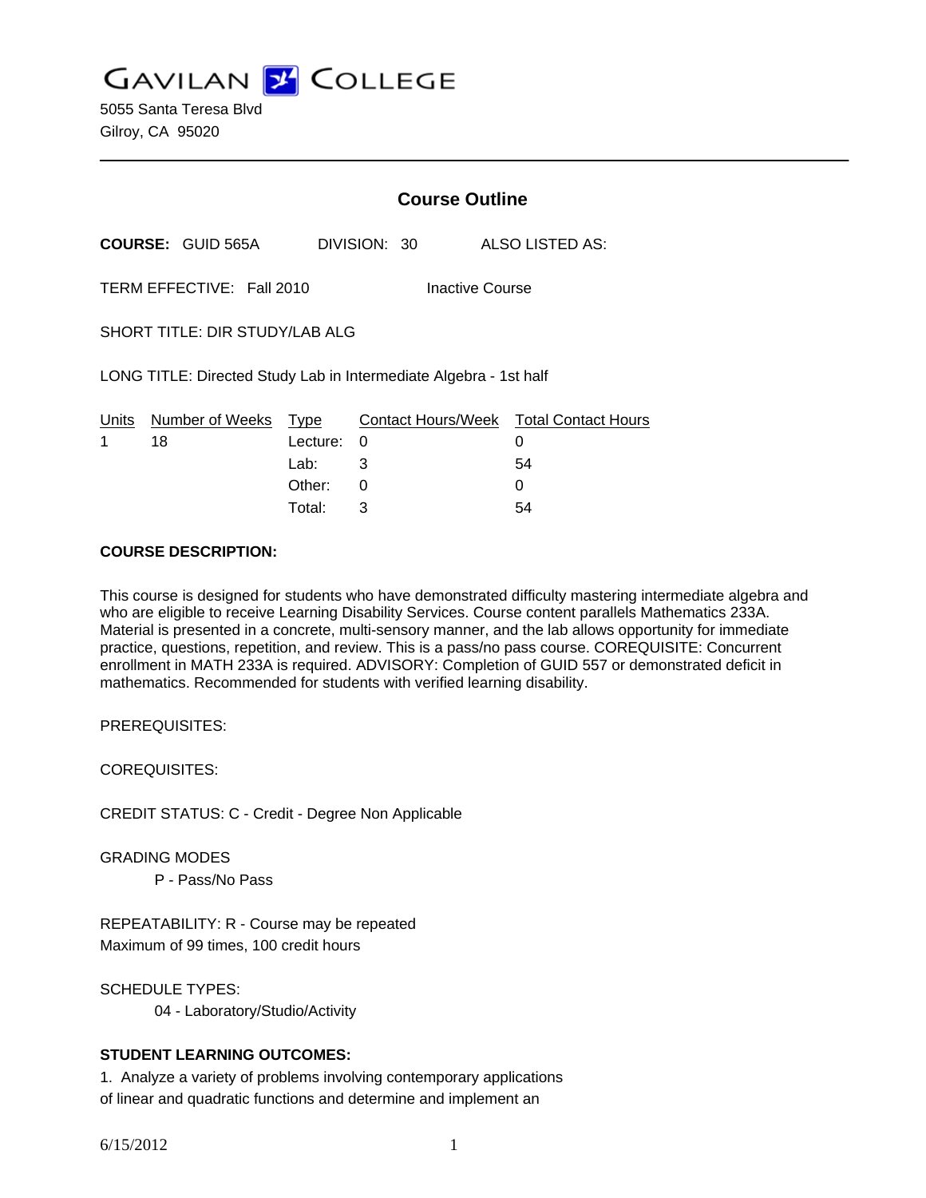# GAVILAN COLLEGE

5055 Santa Teresa Blvd
Gilroy, CA 95020

## Course Outline

**COURSE:** GUID 565A DIVISION: 30 ALSO LISTED AS:

TERM EFFECTIVE: Fall 2010 Inactive Course

SHORT TITLE: DIR STUDY/LAB ALG

LONG TITLE: Directed Study Lab in Intermediate Algebra - 1st half

| Units | Number of Weeks | Type | Contact Hours/Week | Total Contact Hours |
|---|---|---|---|---|
| 1 | 18 | Lecture: | 0 | 0 |
| | | Lab: | 3 | 54 |
| | | Other: | 0 | 0 |
| | | Total: | 3 | 54 |

**COURSE DESCRIPTION:**

This course is designed for students who have demonstrated difficulty mastering intermediate algebra and who are eligible to receive Learning Disability Services. Course content parallels Mathematics 233A. Material is presented in a concrete, multi-sensory manner, and the lab allows opportunity for immediate practice, questions, repetition, and review. This is a pass/no pass course. COREQUISITE: Concurrent enrollment in MATH 233A is required. ADVISORY: Completion of GUID 557 or demonstrated deficit in mathematics. Recommended for students with verified learning disability.

PREREQUISITES:

COREQUISITES:

CREDIT STATUS: C - Credit - Degree Non Applicable

GRADING MODES

P - Pass/No Pass

REPEATABILITY: R - Course may be repeated
Maximum of 99 times, 100 credit hours

SCHEDULE TYPES:

04 - Laboratory/Studio/Activity

**STUDENT LEARNING OUTCOMES:**

1. Analyze a variety of problems involving contemporary applications of linear and quadratic functions and determine and implement an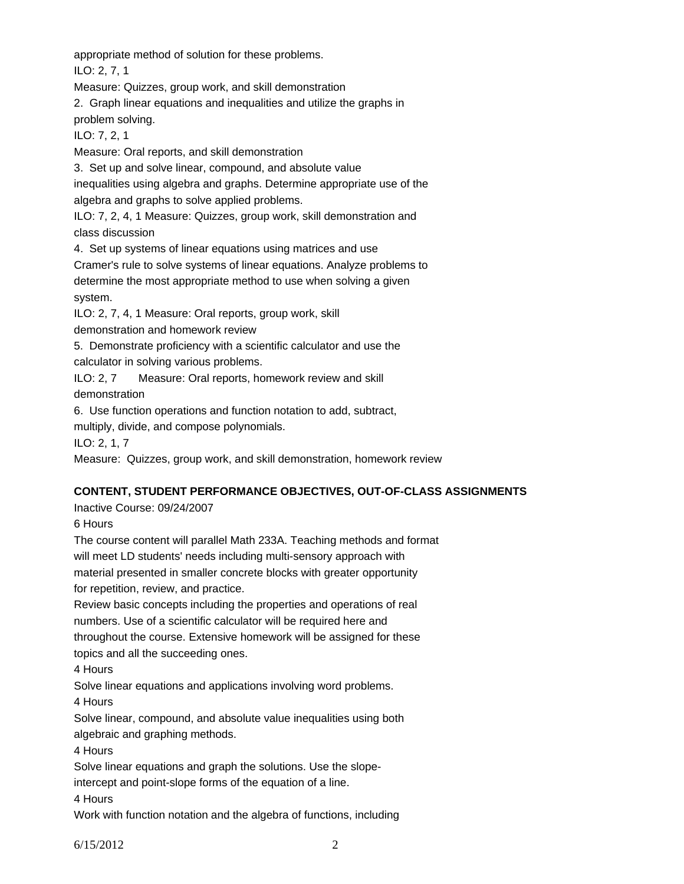appropriate method of solution for these problems.

ILO: 2, 7, 1

Measure: Quizzes, group work, and skill demonstration

2. Graph linear equations and inequalities and utilize the graphs in problem solving.

ILO: 7, 2, 1

Measure: Oral reports, and skill demonstration

3. Set up and solve linear, compound, and absolute value inequalities using algebra and graphs. Determine appropriate use of the algebra and graphs to solve applied problems.

ILO: 7, 2, 4, 1 Measure: Quizzes, group work, skill demonstration and class discussion

4. Set up systems of linear equations using matrices and use Cramer's rule to solve systems of linear equations. Analyze problems to determine the most appropriate method to use when solving a given system.

ILO: 2, 7, 4, 1 Measure: Oral reports, group work, skill demonstration and homework review

5. Demonstrate proficiency with a scientific calculator and use the calculator in solving various problems.

ILO: 2, 7 Measure: Oral reports, homework review and skill demonstration

6. Use function operations and function notation to add, subtract, multiply, divide, and compose polynomials.

ILO: 2, 1, 7

Measure: Quizzes, group work, and skill demonstration, homework review

## CONTENT, STUDENT PERFORMANCE OBJECTIVES, OUT-OF-CLASS ASSIGNMENTS

Inactive Course: 09/24/2007

6 Hours

The course content will parallel Math 233A. Teaching methods and format will meet LD students' needs including multi-sensory approach with material presented in smaller concrete blocks with greater opportunity for repetition, review, and practice.

Review basic concepts including the properties and operations of real numbers. Use of a scientific calculator will be required here and throughout the course. Extensive homework will be assigned for these topics and all the succeeding ones.

4 Hours

Solve linear equations and applications involving word problems.

4 Hours

Solve linear, compound, and absolute value inequalities using both algebraic and graphing methods.

4 Hours

Solve linear equations and graph the solutions. Use the slope-intercept and point-slope forms of the equation of a line.

4 Hours

Work with function notation and the algebra of functions, including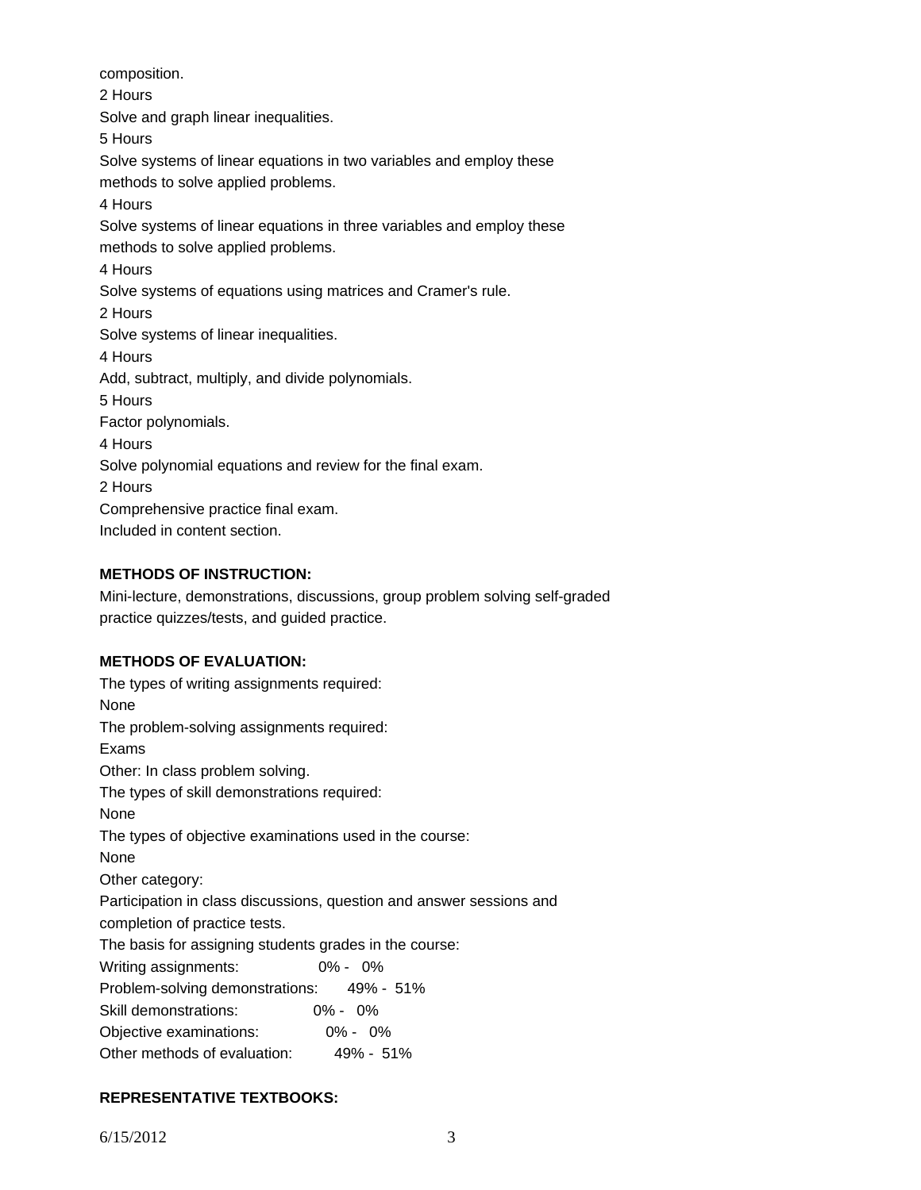composition.

2 Hours

Solve and graph linear inequalities.

5 Hours

Solve systems of linear equations in two variables and employ these methods to solve applied problems.

4 Hours

Solve systems of linear equations in three variables and employ these methods to solve applied problems.

4 Hours

Solve systems of equations using matrices and Cramer's rule.

2 Hours

Solve systems of linear inequalities.

4 Hours

Add, subtract, multiply, and divide polynomials.

5 Hours

Factor polynomials.

4 Hours

Solve polynomial equations and review for the final exam.

2 Hours

Comprehensive practice final exam.

Included in content section.

**METHODS OF INSTRUCTION:**

Mini-lecture, demonstrations, discussions, group problem solving self-graded practice quizzes/tests, and guided practice.

**METHODS OF EVALUATION:**

The types of writing assignments required:

None

The problem-solving assignments required:

Exams

Other: In class problem solving.

The types of skill demonstrations required:

None

The types of objective examinations used in the course:

None

Other category:

Participation in class discussions, question and answer sessions and completion of practice tests.

The basis for assigning students grades in the course:

Writing assignments: 0% - 0%

Problem-solving demonstrations: 49% - 51%

Skill demonstrations: 0% - 0%

Objective examinations: 0% - 0%

Other methods of evaluation: 49% - 51%

**REPRESENTATIVE TEXTBOOKS:**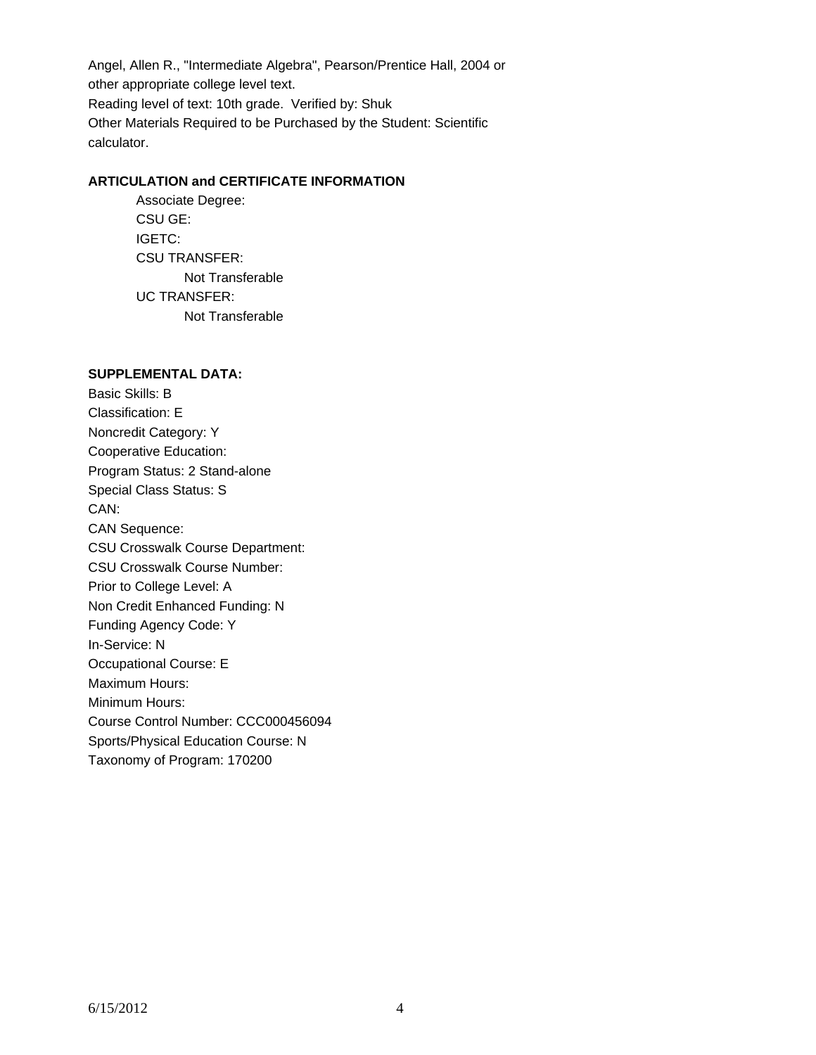Angel, Allen R., "Intermediate Algebra", Pearson/Prentice Hall, 2004 or other appropriate college level text.
Reading level of text: 10th grade. Verified by: Shuk
Other Materials Required to be Purchased by the Student: Scientific calculator.

**ARTICULATION and CERTIFICATE INFORMATION**

Associate Degree:
CSU GE:
IGETC:
CSU TRANSFER:
Not Transferable
UC TRANSFER:
Not Transferable

**SUPPLEMENTAL DATA:**

Basic Skills: B
Classification: E
Noncredit Category: Y
Cooperative Education:
Program Status: 2 Stand-alone
Special Class Status: S
CAN:
CAN Sequence:
CSU Crosswalk Course Department:
CSU Crosswalk Course Number:
Prior to College Level: A
Non Credit Enhanced Funding: N
Funding Agency Code: Y
In-Service: N
Occupational Course: E
Maximum Hours:
Minimum Hours:
Course Control Number: CCC000456094
Sports/Physical Education Course: N
Taxonomy of Program: 170200